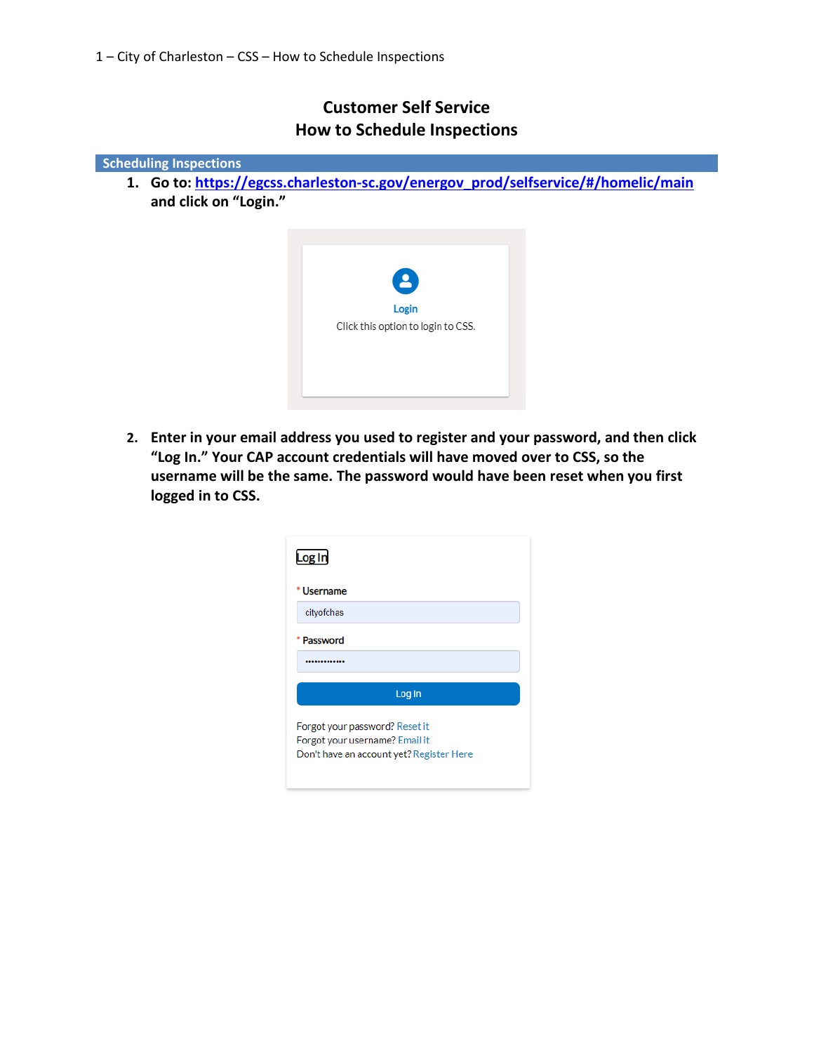# Customer Self Service
## How to Schedule Inspections

### Scheduling Inspections

1. **Go to: [https://egcss.charleston-sc.gov/energov_prod/selfservice/#/homelic/main](https://egcss.charleston-sc.gov/energov_prod/selfservice/#/homelic/main) and click on "Login."**

2. **Enter in your email address you used to register and your password, and then click "Log In." Your CAP account credentials will have moved over to CSS, so the username will be the same. The password would have been reset when you first logged in to CSS.**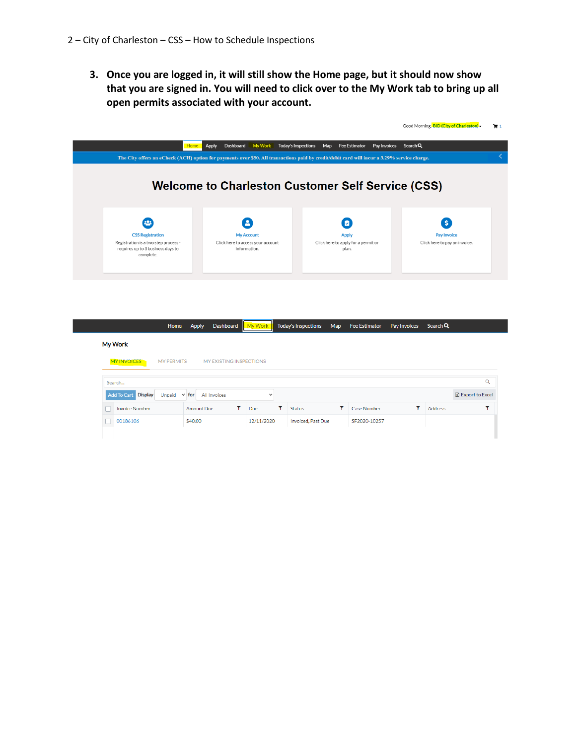3. **Once you are logged in, it will still show the Home page, but it should now show that you are signed in. You will need to click over to the My Work tab to bring up all open permits associated with your account.**

Good Morning, BID (City of Charleston) ▾ 1

Home Apply Dashboard My Work Today's Inspections Map Fee Estimator Pay Invoices Search

The City offers an eCheck (ACH) option for payments over $50. All transactions paid by credit/debit card will incur a 3.29% service charge.

## Welcome to Charleston Customer Self Service (CSS)

**CSS Registration**
Registration is a two step process - requires up to 3 business days to complete.

**My Account**
Click here to access your account information.

**Apply**
Click here to apply for a permit or plan.

**Pay Invoice**
Click here to pay an invoice.

Home Apply Dashboard My Work Today's Inspections Map Fee Estimator Pay Invoices Search

My Work

MY INVOICES MY PERMITS MY EXISTING INSPECTIONS

Search...

Add To Cart Display Unpaid for All Invoices Export to Excel

| | Invoice Number | Amount Due | Due | Status | Case Number | Address |
|---|---|---|---|---|---|---|
| | 00186106 | $40.00 | 12/11/2020 | Invoiced, Past Due | SF2020-10257 | |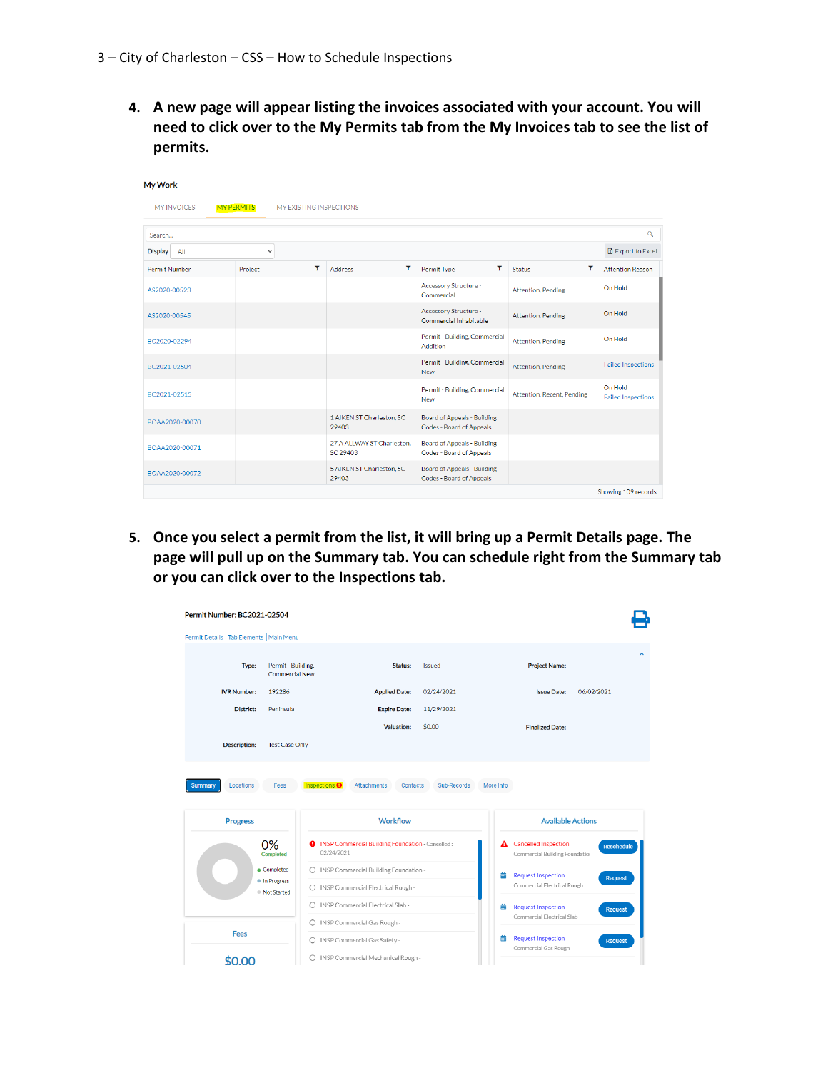4. **A new page will appear listing the invoices associated with your account. You will need to click over to the My Permits tab from the My Invoices tab to see the list of permits.**

My Work

MY INVOICES | MY PERMITS | MY EXISTING INSPECTIONS

Search...

Display: All

Export to Excel

| Permit Number | Project | Address | Permit Type | Status | Attention Reason |
|---|---|---|---|---|---|
| AS2020-00523 | | | Accessory Structure - Commercial | Attention, Pending | On Hold |
| AS2020-00545 | | | Accessory Structure - Commercial Inhabitable | Attention, Pending | On Hold |
| BC2020-02294 | | | Permit - Building, Commercial Addition | Attention, Pending | On Hold |
| BC2021-02504 | | | Permit - Building, Commercial New | Attention, Pending | Failed Inspections |
| BC2021-02515 | | | Permit - Building, Commercial New | Attention, Recent, Pending | On Hold Failed Inspections |
| BOAA2020-00070 | | 1 AIKEN ST Charleston, SC 29403 | Board of Appeals - Building Codes - Board of Appeals | | |
| BOAA2020-00071 | | 27 A ALLWAY ST Charleston, SC 29403 | Board of Appeals - Building Codes - Board of Appeals | | |
| BOAA2020-00072 | | 5 AIKEN ST Charleston, SC 29403 | Board of Appeals - Building Codes - Board of Appeals | | |

Showing 109 records

5. **Once you select a permit from the list, it will bring up a Permit Details page. The page will pull up on the Summary tab. You can schedule right from the Summary tab or you can click over to the Inspections tab.**

Permit Number: BC2021-02504

Permit Details | Tab Elements | Main Menu

| | | | | | |
|---|---|---|---|---|---|
| Type: | Permit - Building, Commercial New | Status: | Issued | Project Name: | |
| IVR Number: | 192286 | Applied Date: | 02/24/2021 | Issue Date: | 06/02/2021 |
| District: | Peninsula | Expire Date: | 11/29/2021 | | |
| | | Valuation: | $0.00 | Finalized Date: | |
| Description: | Test Case Only | | | | |

Summary | Locations | Fees | Inspections | Attachments | Contacts | Sub-Records | More Info

**Progress**

0% Completed

- Completed
- In Progress
- Not Started

**Fees**

$0.00

**Workflow**

- INSP Commercial Building Foundation - Cancelled : 02/24/2021
- INSP Commercial Building Foundation -
- INSP Commercial Electrical Rough -
- INSP Commercial Electrical Slab -
- INSP Commercial Gas Rough -
- INSP Commercial Gas Safety -
- INSP Commercial Mechanical Rough -

**Available Actions**

- Cancelled Inspection – Commercial Building Foundation – Reschedule
- Request Inspection – Commercial Electrical Rough – Request
- Request Inspection – Commercial Electrical Slab – Request
- Request Inspection – Commercial Gas Rough – Request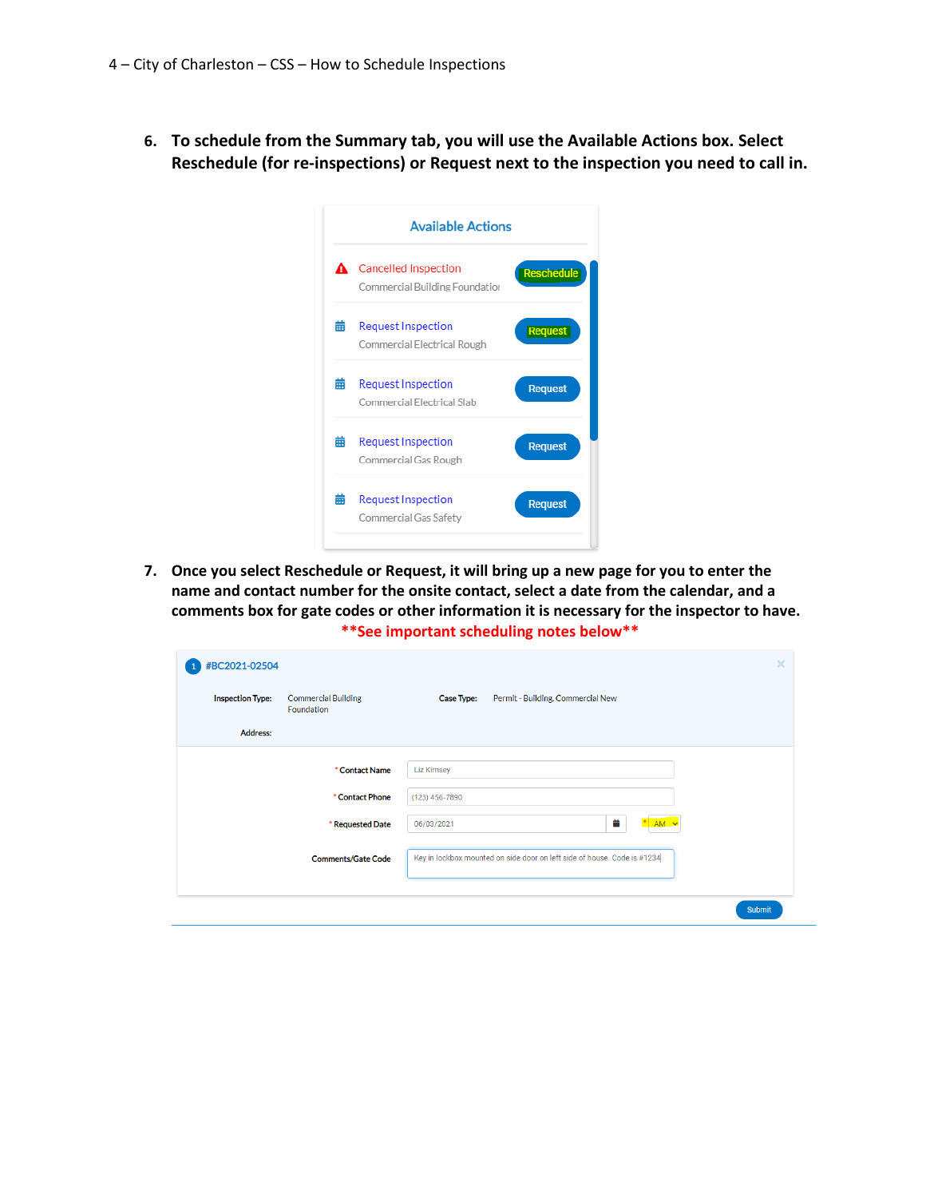6. **To schedule from the Summary tab, you will use the Available Actions box. Select Reschedule (for re-inspections) or Request next to the inspection you need to call in.**

Available Actions

- Cancelled Inspection — Commercial Building Foundation — Reschedule
- Request Inspection — Commercial Electrical Rough — Request
- Request Inspection — Commercial Electrical Slab — Request
- Request Inspection — Commercial Gas Rough — Request
- Request Inspection — Commercial Gas Safety — Request

7. **Once you select Reschedule or Request, it will bring up a new page for you to enter the name and contact number for the onsite contact, select a date from the calendar, and a comments box for gate codes or other information it is necessary for the inspector to have.**

**\*\*See important scheduling notes below\*\***

1 #BC2021-02504

Inspection Type: Commercial Building Foundation    Case Type: Permit - Building, Commercial New

Address:

\* Contact Name: Liz Kimsey

\* Contact Phone: (123) 456-7890

\* Requested Date: 06/03/2021    \* AM

Comments/Gate Code: Key in lockbox mounted on side door on left side of house. Code is #1234

Submit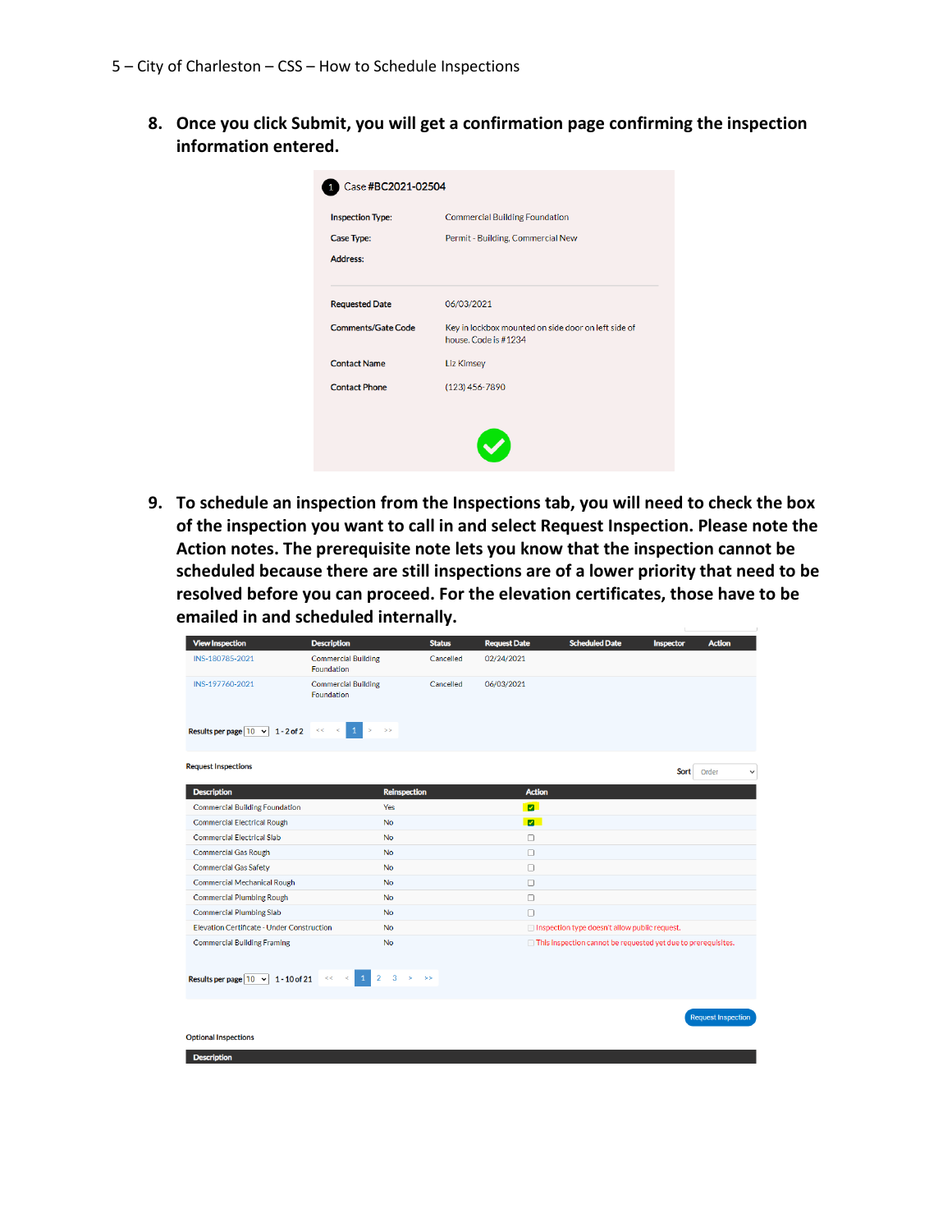8. **Once you click Submit, you will get a confirmation page confirming the inspection information entered.**

1 Case #BC2021-02504

| | |
|---|---|
| Inspection Type: | Commercial Building Foundation |
| Case Type: | Permit - Building, Commercial New |
| Address: | |
| Requested Date | 06/03/2021 |
| Comments/Gate Code | Key in lockbox mounted on side door on left side of house. Code is #1234 |
| Contact Name | Liz Kimsey |
| Contact Phone | (123) 456-7890 |

9. **To schedule an inspection from the Inspections tab, you will need to check the box of the inspection you want to call in and select Request Inspection. Please note the Action notes. The prerequisite note lets you know that the inspection cannot be scheduled because there are still inspections are of a lower priority that need to be resolved before you can proceed. For the elevation certificates, those have to be emailed in and scheduled internally.**

| View Inspection | Description | Status | Request Date | Scheduled Date | Inspector | Action |
|---|---|---|---|---|---|---|
| INS-180785-2021 | Commercial Building Foundation | Cancelled | 02/24/2021 | | | |
| INS-197760-2021 | Commercial Building Foundation | Cancelled | 06/03/2021 | | | |

Results per page 10 1 - 2 of 2 << < 1 > >>

Request Inspections

Sort Order

| Description | Reinspection | Action |
|---|---|---|
| Commercial Building Foundation | Yes | ☑ |
| Commercial Electrical Rough | No | ☑ |
| Commercial Electrical Slab | No | ☐ |
| Commercial Gas Rough | No | ☐ |
| Commercial Gas Safety | No | ☐ |
| Commercial Mechanical Rough | No | ☐ |
| Commercial Plumbing Rough | No | ☐ |
| Commercial Plumbing Slab | No | ☐ |
| Elevation Certificate - Under Construction | No | Inspection type doesn't allow public request. |
| Commercial Building Framing | No | This inspection cannot be requested yet due to prerequisites. |

Results per page 10 1 - 10 of 21 << < 1 2 3 > >>

Request Inspection

Optional Inspections

| Description |
|---|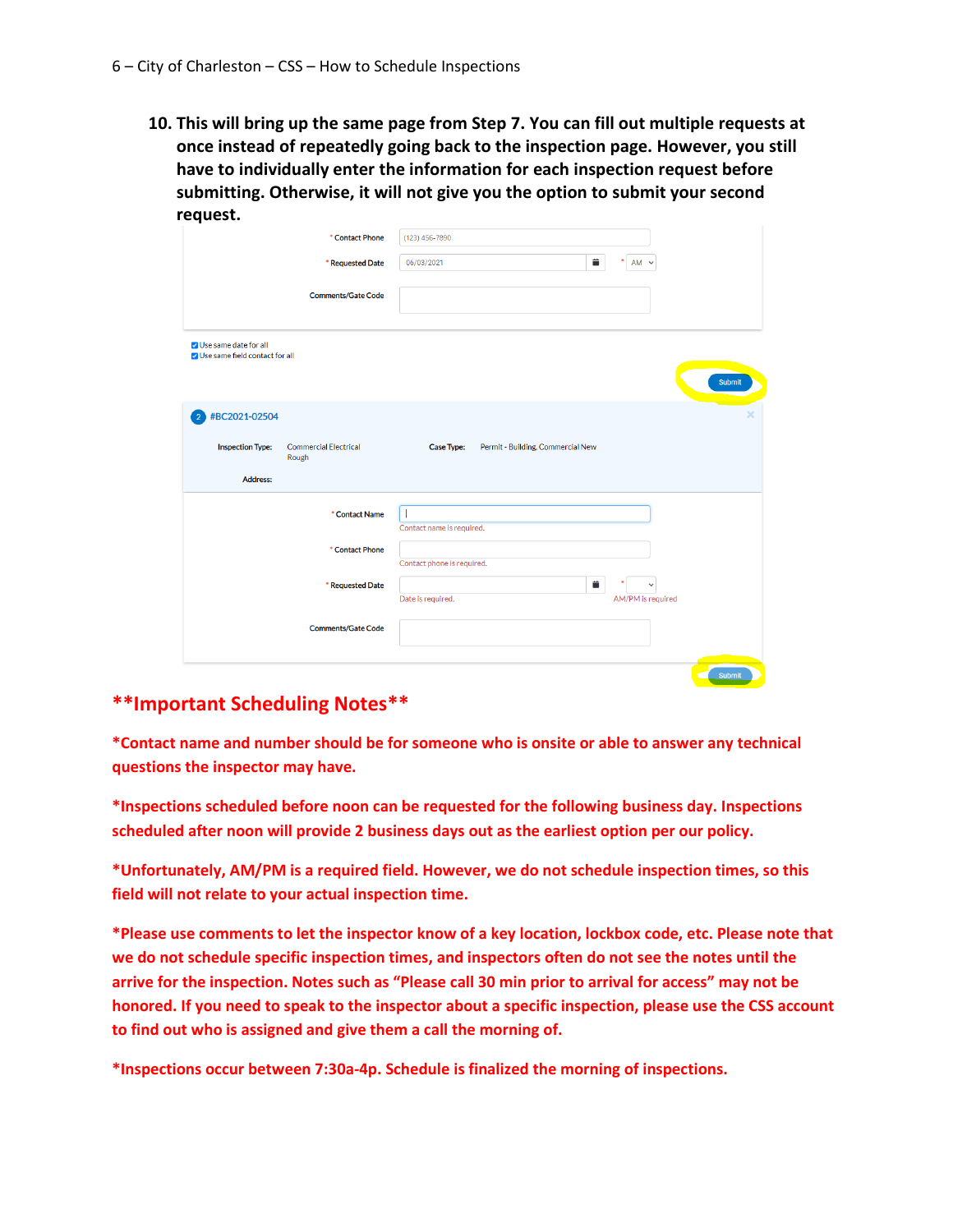10. **This will bring up the same page from Step 7. You can fill out multiple requests at once instead of repeatedly going back to the inspection page. However, you still have to individually enter the information for each inspection request before submitting. Otherwise, it will not give you the option to submit your second request.**

* Contact Phone (123) 456-7890

* Requested Date 06/03/2021 * AM

Comments/Gate Code

Use same date for all

Use same field contact for all

Submit

2 #BC2021-02504

Inspection Type: Commercial Electrical Rough

Case Type: Permit - Building, Commercial New

Address:

* Contact Name

Contact name is required.

* Contact Phone

Contact phone is required.

* Requested Date

Date is required.

AM/PM is required

Comments/Gate Code

Submit

## **\*\*Important Scheduling Notes\*\***

**\*Contact name and number should be for someone who is onsite or able to answer any technical questions the inspector may have.**

**\*Inspections scheduled before noon can be requested for the following business day. Inspections scheduled after noon will provide 2 business days out as the earliest option per our policy.**

**\*Unfortunately, AM/PM is a required field. However, we do not schedule inspection times, so this field will not relate to your actual inspection time.**

**\*Please use comments to let the inspector know of a key location, lockbox code, etc. Please note that we do not schedule specific inspection times, and inspectors often do not see the notes until the arrive for the inspection. Notes such as "Please call 30 min prior to arrival for access" may not be honored. If you need to speak to the inspector about a specific inspection, please use the CSS account to find out who is assigned and give them a call the morning of.**

**\*Inspections occur between 7:30a-4p. Schedule is finalized the morning of inspections.**